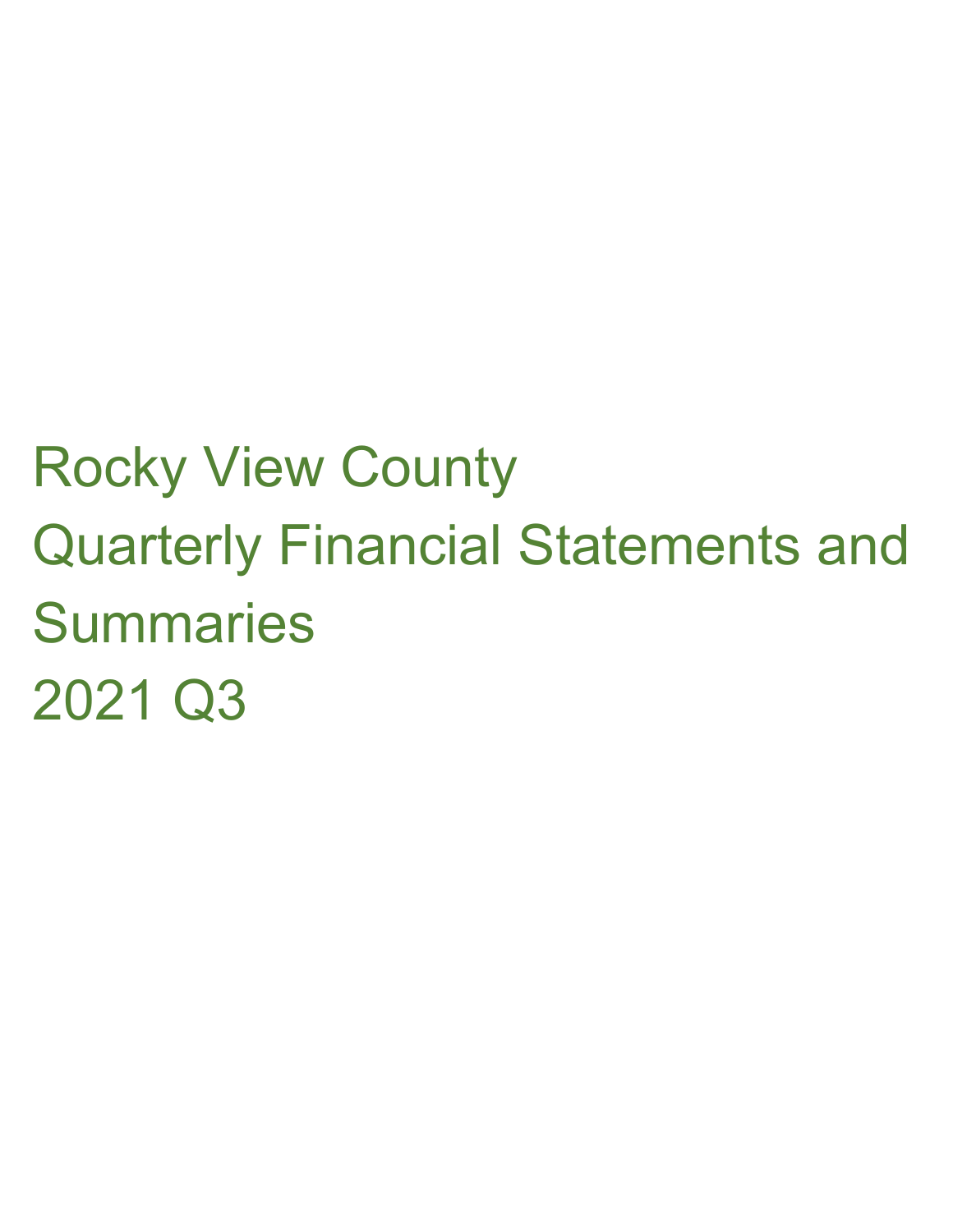# Rocky View County

# Quarterly Financial Statements and Summaries

# 2021 Q3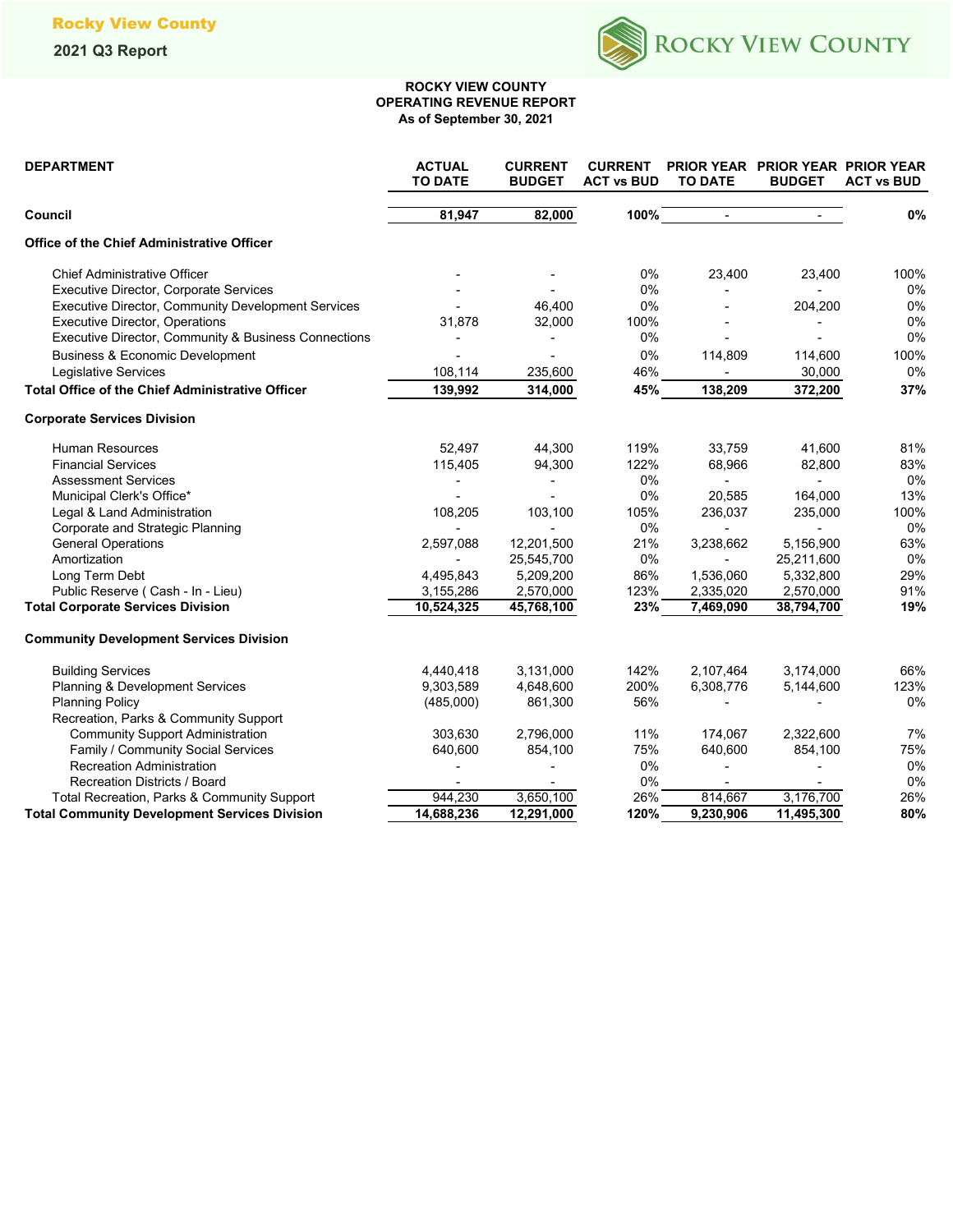# ROCKY VIEW COUNTY
## OPERATING REVENUE REPORT
### As of September 30, 2021

| DEPARTMENT | ACTUAL TO DATE | CURRENT BUDGET | CURRENT ACT vs BUD | PRIOR YEAR TO DATE | PRIOR YEAR BUDGET | PRIOR YEAR ACT vs BUD |
|---|---|---|---|---|---|---|
| **Council** | **81,947** | **82,000** | **100%** | - | - | **0%** |
| **Office of the Chief Administrative Officer** | | | | | | |
| Chief Administrative Officer | - | - | 0% | 23,400 | 23,400 | 100% |
| Executive Director, Corporate Services | - | - | 0% | - | - | 0% |
| Executive Director, Community Development Services | - | 46,400 | 0% | - | 204,200 | 0% |
| Executive Director, Operations | 31,878 | 32,000 | 100% | - | - | 0% |
| Executive Director, Community & Business Connections | - | - | 0% | - | - | 0% |
| Business & Economic Development | - | - | 0% | 114,809 | 114,600 | 100% |
| Legislative Services | 108,114 | 235,600 | 46% | - | 30,000 | 0% |
| **Total Office of the Chief Administrative Officer** | **139,992** | **314,000** | **45%** | **138,209** | **372,200** | **37%** |
| **Corporate Services Division** | | | | | | |
| Human Resources | 52,497 | 44,300 | 119% | 33,759 | 41,600 | 81% |
| Financial Services | 115,405 | 94,300 | 122% | 68,966 | 82,800 | 83% |
| Assessment Services | - | - | 0% | - | - | 0% |
| Municipal Clerk's Office* | - | - | 0% | 20,585 | 164,000 | 13% |
| Legal & Land Administration | 108,205 | 103,100 | 105% | 236,037 | 235,000 | 100% |
| Corporate and Strategic Planning | - | - | 0% | - | - | 0% |
| General Operations | 2,597,088 | 12,201,500 | 21% | 3,238,662 | 5,156,900 | 63% |
| Amortization | - | 25,545,700 | 0% | - | 25,211,600 | 0% |
| Long Term Debt | 4,495,843 | 5,209,200 | 86% | 1,536,060 | 5,332,800 | 29% |
| Public Reserve ( Cash - In - Lieu) | 3,155,286 | 2,570,000 | 123% | 2,335,020 | 2,570,000 | 91% |
| **Total Corporate Services Division** | **10,524,325** | **45,768,100** | **23%** | **7,469,090** | **38,794,700** | **19%** |
| **Community Development Services Division** | | | | | | |
| Building Services | 4,440,418 | 3,131,000 | 142% | 2,107,464 | 3,174,000 | 66% |
| Planning & Development Services | 9,303,589 | 4,648,600 | 200% | 6,308,776 | 5,144,600 | 123% |
| Planning Policy | (485,000) | 861,300 | 56% | - | - | 0% |
| Recreation, Parks & Community Support | | | | | | |
| Community Support Administration | 303,630 | 2,796,000 | 11% | 174,067 | 2,322,600 | 7% |
| Family / Community Social Services | 640,600 | 854,100 | 75% | 640,600 | 854,100 | 75% |
| Recreation Administration | - | - | 0% | - | - | 0% |
| Recreation Districts / Board | - | - | 0% | - | - | 0% |
| Total Recreation, Parks & Community Support | 944,230 | 3,650,100 | 26% | 814,667 | 3,176,700 | 26% |
| **Total Community Development Services Division** | **14,688,236** | **12,291,000** | **120%** | **9,230,906** | **11,495,300** | **80%** |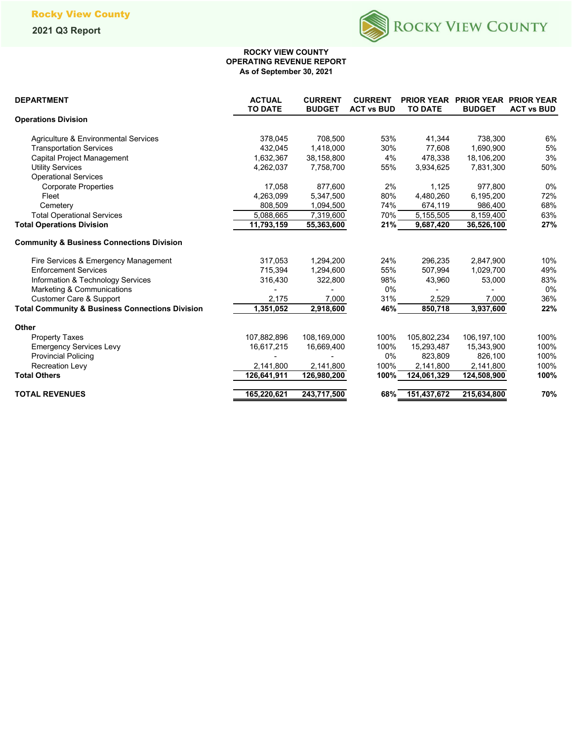# ROCKY VIEW COUNTY
## OPERATING REVENUE REPORT
### As of September 30, 2021

| DEPARTMENT | ACTUAL TO DATE | CURRENT BUDGET | CURRENT ACT vs BUD | PRIOR YEAR TO DATE | PRIOR YEAR BUDGET | PRIOR YEAR ACT vs BUD |
|---|---|---|---|---|---|---|
| **Operations Division** | | | | | | |
| Agriculture & Environmental Services | 378,045 | 708,500 | 53% | 41,344 | 738,300 | 6% |
| Transportation Services | 432,045 | 1,418,000 | 30% | 77,608 | 1,690,900 | 5% |
| Capital Project Management | 1,632,367 | 38,158,800 | 4% | 478,338 | 18,106,200 | 3% |
| Utility Services | 4,262,037 | 7,758,700 | 55% | 3,934,625 | 7,831,300 | 50% |
| Operational Services | | | | | | |
| Corporate Properties | 17,058 | 877,600 | 2% | 1,125 | 977,800 | 0% |
| Fleet | 4,263,099 | 5,347,500 | 80% | 4,480,260 | 6,195,200 | 72% |
| Cemetery | 808,509 | 1,094,500 | 74% | 674,119 | 986,400 | 68% |
| Total Operational Services | 5,088,665 | 7,319,600 | 70% | 5,155,505 | 8,159,400 | 63% |
| **Total Operations Division** | **11,793,159** | **55,363,600** | **21%** | **9,687,420** | **36,526,100** | **27%** |
| **Community & Business Connections Division** | | | | | | |
| Fire Services & Emergency Management | 317,053 | 1,294,200 | 24% | 296,235 | 2,847,900 | 10% |
| Enforcement Services | 715,394 | 1,294,600 | 55% | 507,994 | 1,029,700 | 49% |
| Information & Technology Services | 316,430 | 322,800 | 98% | 43,960 | 53,000 | 83% |
| Marketing & Communications | - | - | 0% | - | - | 0% |
| Customer Care & Support | 2,175 | 7,000 | 31% | 2,529 | 7,000 | 36% |
| **Total Community & Business Connections Division** | **1,351,052** | **2,918,600** | **46%** | **850,718** | **3,937,600** | **22%** |
| **Other** | | | | | | |
| Property Taxes | 107,882,896 | 108,169,000 | 100% | 105,802,234 | 106,197,100 | 100% |
| Emergency Services Levy | 16,617,215 | 16,669,400 | 100% | 15,293,487 | 15,343,900 | 100% |
| Provincial Policing | - | - | 0% | 823,809 | 826,100 | 100% |
| Recreation Levy | 2,141,800 | 2,141,800 | 100% | 2,141,800 | 2,141,800 | 100% |
| **Total Others** | **126,641,911** | **126,980,200** | **100%** | **124,061,329** | **124,508,900** | **100%** |
| **TOTAL REVENUES** | **165,220,621** | **243,717,500** | **68%** | **151,437,672** | **215,634,800** | **70%** |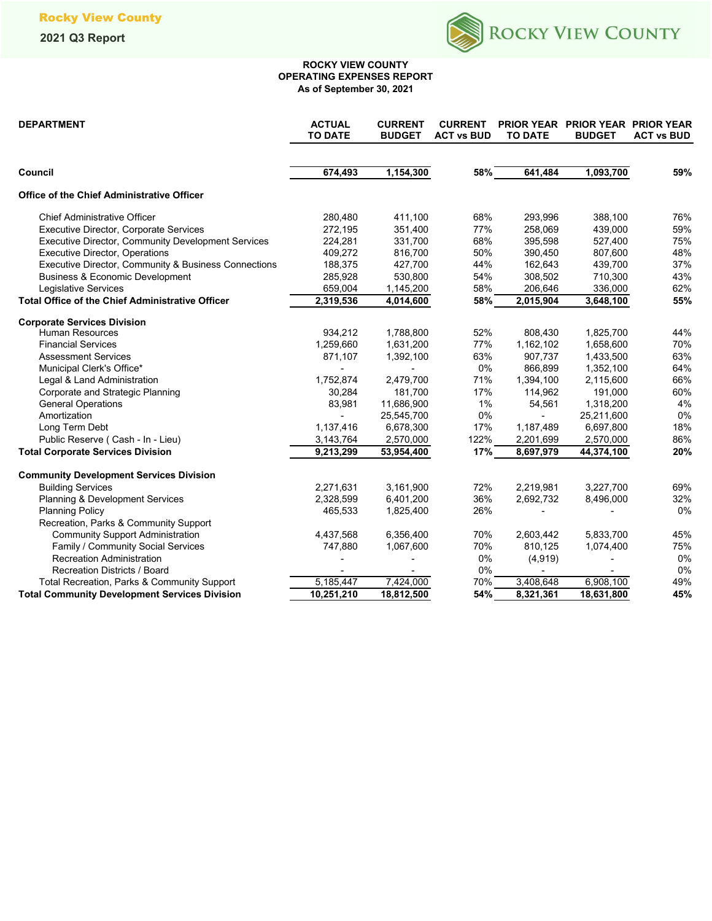# ROCKY VIEW COUNTY
## OPERATING EXPENSES REPORT
### As of September 30, 2021

| DEPARTMENT | ACTUAL TO DATE | CURRENT BUDGET | CURRENT ACT vs BUD | PRIOR YEAR TO DATE | PRIOR YEAR BUDGET | PRIOR YEAR ACT vs BUD |
|---|---|---|---|---|---|---|
| **Council** | **674,493** | **1,154,300** | **58%** | **641,484** | **1,093,700** | **59%** |
| **Office of the Chief Administrative Officer** | | | | | | |
| Chief Administrative Officer | 280,480 | 411,100 | 68% | 293,996 | 388,100 | 76% |
| Executive Director, Corporate Services | 272,195 | 351,400 | 77% | 258,069 | 439,000 | 59% |
| Executive Director, Community Development Services | 224,281 | 331,700 | 68% | 395,598 | 527,400 | 75% |
| Executive Director, Operations | 409,272 | 816,700 | 50% | 390,450 | 807,600 | 48% |
| Executive Director, Community & Business Connections | 188,375 | 427,700 | 44% | 162,643 | 439,700 | 37% |
| Business & Economic Development | 285,928 | 530,800 | 54% | 308,502 | 710,300 | 43% |
| Legislative Services | 659,004 | 1,145,200 | 58% | 206,646 | 336,000 | 62% |
| **Total Office of the Chief Administrative Officer** | **2,319,536** | **4,014,600** | **58%** | **2,015,904** | **3,648,100** | **55%** |
| **Corporate Services Division** | | | | | | |
| Human Resources | 934,212 | 1,788,800 | 52% | 808,430 | 1,825,700 | 44% |
| Financial Services | 1,259,660 | 1,631,200 | 77% | 1,162,102 | 1,658,600 | 70% |
| Assessment Services | 871,107 | 1,392,100 | 63% | 907,737 | 1,433,500 | 63% |
| Municipal Clerk's Office* | - | - | 0% | 866,899 | 1,352,100 | 64% |
| Legal & Land Administration | 1,752,874 | 2,479,700 | 71% | 1,394,100 | 2,115,600 | 66% |
| Corporate and Strategic Planning | 30,284 | 181,700 | 17% | 114,962 | 191,000 | 60% |
| General Operations | 83,981 | 11,686,900 | 1% | 54,561 | 1,318,200 | 4% |
| Amortization | - | 25,545,700 | 0% | - | 25,211,600 | 0% |
| Long Term Debt | 1,137,416 | 6,678,300 | 17% | 1,187,489 | 6,697,800 | 18% |
| Public Reserve ( Cash - In - Lieu) | 3,143,764 | 2,570,000 | 122% | 2,201,699 | 2,570,000 | 86% |
| **Total Corporate Services Division** | **9,213,299** | **53,954,400** | **17%** | **8,697,979** | **44,374,100** | **20%** |
| **Community Development Services Division** | | | | | | |
| Building Services | 2,271,631 | 3,161,900 | 72% | 2,219,981 | 3,227,700 | 69% |
| Planning & Development Services | 2,328,599 | 6,401,200 | 36% | 2,692,732 | 8,496,000 | 32% |
| Planning Policy | 465,533 | 1,825,400 | 26% | - | - | 0% |
| Recreation, Parks & Community Support | | | | | | |
| Community Support Administration | 4,437,568 | 6,356,400 | 70% | 2,603,442 | 5,833,700 | 45% |
| Family / Community Social Services | 747,880 | 1,067,600 | 70% | 810,125 | 1,074,400 | 75% |
| Recreation Administration | - | - | 0% | (4,919) | - | 0% |
| Recreation Districts / Board | - | - | 0% | - | - | 0% |
| Total Recreation, Parks & Community Support | 5,185,447 | 7,424,000 | 70% | 3,408,648 | 6,908,100 | 49% |
| **Total Community Development Services Division** | **10,251,210** | **18,812,500** | **54%** | **8,321,361** | **18,631,800** | **45%** |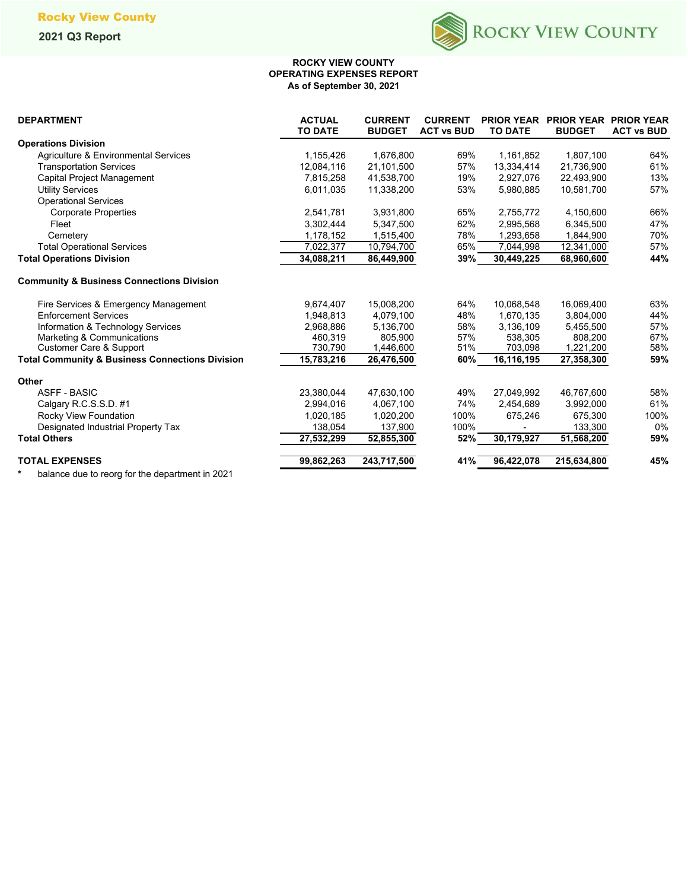## ROCKY VIEW COUNTY
## OPERATING EXPENSES REPORT
### As of September 30, 2021

| DEPARTMENT | ACTUAL TO DATE | CURRENT BUDGET | CURRENT ACT vs BUD | PRIOR YEAR TO DATE | PRIOR YEAR BUDGET | PRIOR YEAR ACT vs BUD |
|---|---|---|---|---|---|---|
| **Operations Division** | | | | | | |
| Agriculture & Environmental Services | 1,155,426 | 1,676,800 | 69% | 1,161,852 | 1,807,100 | 64% |
| Transportation Services | 12,084,116 | 21,101,500 | 57% | 13,334,414 | 21,736,900 | 61% |
| Capital Project Management | 7,815,258 | 41,538,700 | 19% | 2,927,076 | 22,493,900 | 13% |
| Utility Services | 6,011,035 | 11,338,200 | 53% | 5,980,885 | 10,581,700 | 57% |
| Operational Services | | | | | | |
| Corporate Properties | 2,541,781 | 3,931,800 | 65% | 2,755,772 | 4,150,600 | 66% |
| Fleet | 3,302,444 | 5,347,500 | 62% | 2,995,568 | 6,345,500 | 47% |
| Cemetery | 1,178,152 | 1,515,400 | 78% | 1,293,658 | 1,844,900 | 70% |
| Total Operational Services | 7,022,377 | 10,794,700 | 65% | 7,044,998 | 12,341,000 | 57% |
| **Total Operations Division** | **34,088,211** | **86,449,900** | **39%** | **30,449,225** | **68,960,600** | **44%** |
| **Community & Business Connections Division** | | | | | | |
| Fire Services & Emergency Management | 9,674,407 | 15,008,200 | 64% | 10,068,548 | 16,069,400 | 63% |
| Enforcement Services | 1,948,813 | 4,079,100 | 48% | 1,670,135 | 3,804,000 | 44% |
| Information & Technology Services | 2,968,886 | 5,136,700 | 58% | 3,136,109 | 5,455,500 | 57% |
| Marketing & Communications | 460,319 | 805,900 | 57% | 538,305 | 808,200 | 67% |
| Customer Care & Support | 730,790 | 1,446,600 | 51% | 703,098 | 1,221,200 | 58% |
| **Total Community & Business Connections Division** | **15,783,216** | **26,476,500** | **60%** | **16,116,195** | **27,358,300** | **59%** |
| **Other** | | | | | | |
| ASFF - BASIC | 23,380,044 | 47,630,100 | 49% | 27,049,992 | 46,767,600 | 58% |
| Calgary R.C.S.S.D. #1 | 2,994,016 | 4,067,100 | 74% | 2,454,689 | 3,992,000 | 61% |
| Rocky View Foundation | 1,020,185 | 1,020,200 | 100% | 675,246 | 675,300 | 100% |
| Designated Industrial Property Tax | 138,054 | 137,900 | 100% | - | 133,300 | 0% |
| **Total Others** | **27,532,299** | **52,855,300** | **52%** | **30,179,927** | **51,568,200** | **59%** |
| **TOTAL EXPENSES** | **99,862,263** | **243,717,500** | **41%** | **96,422,078** | **215,634,800** | **45%** |

\* balance due to reorg for the department in 2021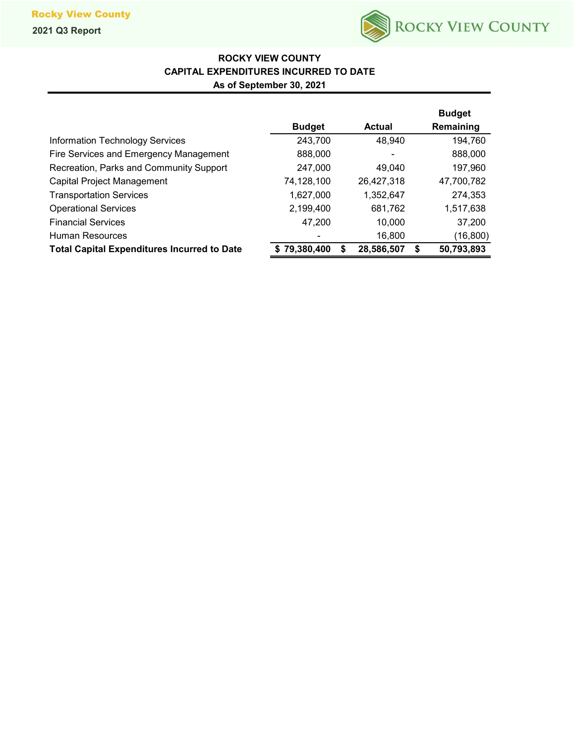## ROCKY VIEW COUNTY
## CAPITAL EXPENDITURES INCURRED TO DATE
### As of September 30, 2021

| | Budget | Actual | Budget Remaining |
|---|---|---|---|
| Information Technology Services | 243,700 | 48,940 | 194,760 |
| Fire Services and Emergency Management | 888,000 | - | 888,000 |
| Recreation, Parks and Community Support | 247,000 | 49,040 | 197,960 |
| Capital Project Management | 74,128,100 | 26,427,318 | 47,700,782 |
| Transportation Services | 1,627,000 | 1,352,647 | 274,353 |
| Operational Services | 2,199,400 | 681,762 | 1,517,638 |
| Financial Services | 47,200 | 10,000 | 37,200 |
| Human Resources | - | 16,800 | (16,800) |
| **Total Capital Expenditures Incurred to Date** | **$ 79,380,400** | **$ 28,586,507** | **$ 50,793,893** |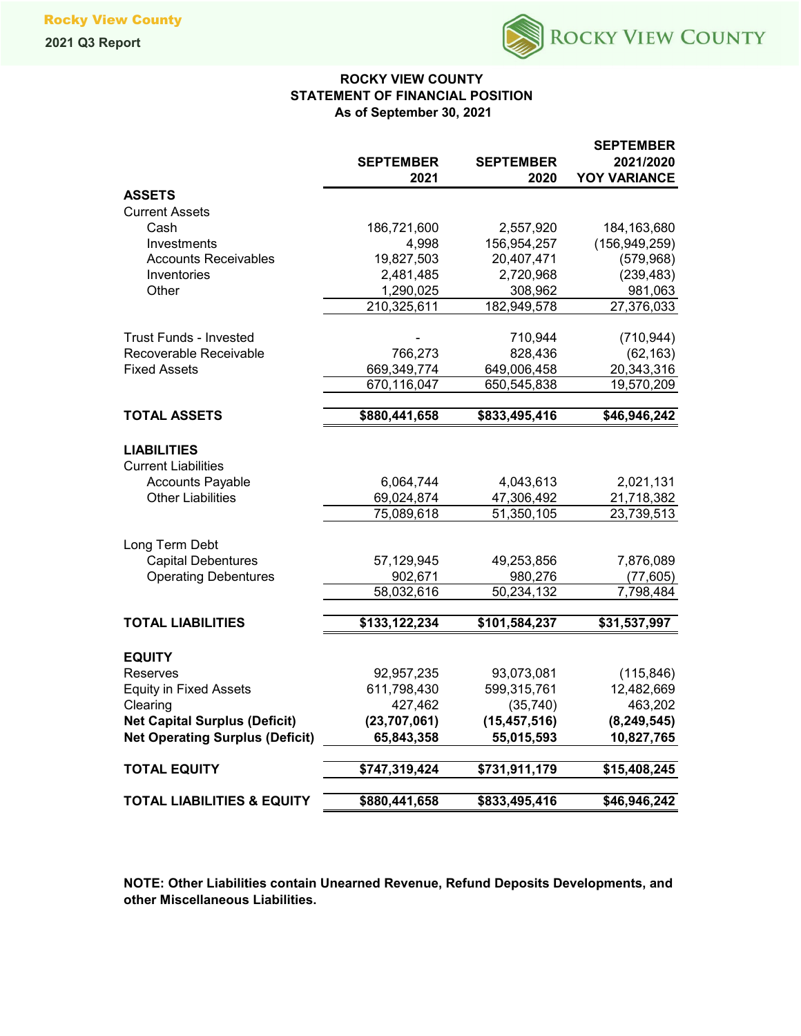# ROCKY VIEW COUNTY
## STATEMENT OF FINANCIAL POSITION
### As of September 30, 2021

| | SEPTEMBER 2021 | SEPTEMBER 2020 | SEPTEMBER 2021/2020 YOY VARIANCE |
|---|---|---|---|
| **ASSETS** | | | |
| Current Assets | | | |
| Cash | 186,721,600 | 2,557,920 | 184,163,680 |
| Investments | 4,998 | 156,954,257 | (156,949,259) |
| Accounts Receivables | 19,827,503 | 20,407,471 | (579,968) |
| Inventories | 2,481,485 | 2,720,968 | (239,483) |
| Other | 1,290,025 | 308,962 | 981,063 |
| | 210,325,611 | 182,949,578 | 27,376,033 |
| Trust Funds - Invested | - | 710,944 | (710,944) |
| Recoverable Receivable | 766,273 | 828,436 | (62,163) |
| Fixed Assets | 669,349,774 | 649,006,458 | 20,343,316 |
| | 670,116,047 | 650,545,838 | 19,570,209 |
| **TOTAL ASSETS** | **$880,441,658** | **$833,495,416** | **$46,946,242** |
| **LIABILITIES** | | | |
| Current Liabilities | | | |
| Accounts Payable | 6,064,744 | 4,043,613 | 2,021,131 |
| Other Liabilities | 69,024,874 | 47,306,492 | 21,718,382 |
| | 75,089,618 | 51,350,105 | 23,739,513 |
| Long Term Debt | | | |
| Capital Debentures | 57,129,945 | 49,253,856 | 7,876,089 |
| Operating Debentures | 902,671 | 980,276 | (77,605) |
| | 58,032,616 | 50,234,132 | 7,798,484 |
| **TOTAL LIABILITIES** | **$133,122,234** | **$101,584,237** | **$31,537,997** |
| **EQUITY** | | | |
| Reserves | 92,957,235 | 93,073,081 | (115,846) |
| Equity in Fixed Assets | 611,798,430 | 599,315,761 | 12,482,669 |
| Clearing | 427,462 | (35,740) | 463,202 |
| **Net Capital Surplus (Deficit)** | **(23,707,061)** | **(15,457,516)** | **(8,249,545)** |
| **Net Operating Surplus (Deficit)** | **65,843,358** | **55,015,593** | **10,827,765** |
| **TOTAL EQUITY** | **$747,319,424** | **$731,911,179** | **$15,408,245** |
| **TOTAL LIABILITIES & EQUITY** | **$880,441,658** | **$833,495,416** | **$46,946,242** |

**NOTE: Other Liabilities contain Unearned Revenue, Refund Deposits Developments, and other Miscellaneous Liabilities.**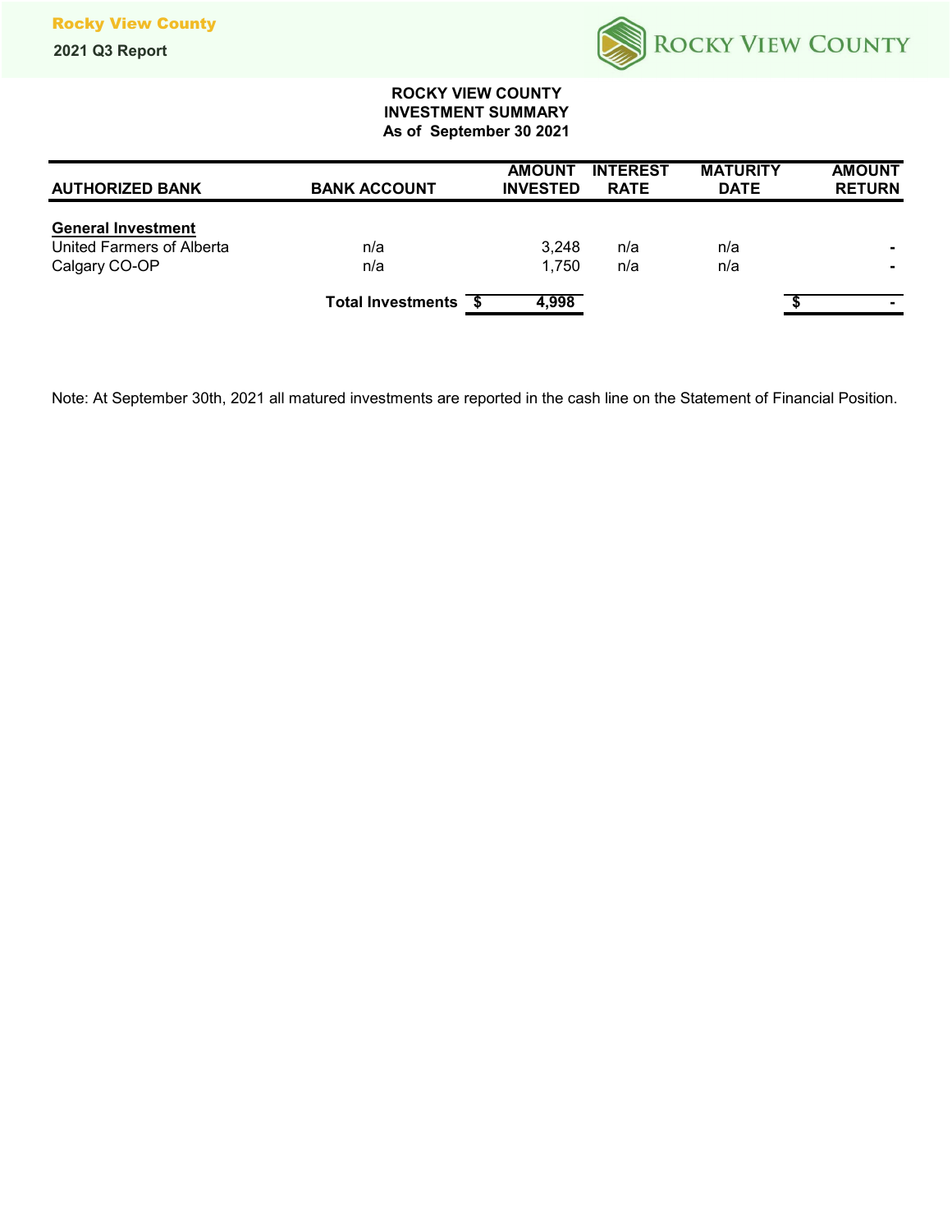# ROCKY VIEW COUNTY
## INVESTMENT SUMMARY
### As of September 30 2021

| AUTHORIZED BANK | BANK ACCOUNT | AMOUNT INVESTED | INTEREST RATE | MATURITY DATE | AMOUNT RETURN |
|---|---|---|---|---|---|
| **General Investment** | | | | | |
| United Farmers of Alberta | n/a | 3,248 | n/a | n/a | - |
| Calgary CO-OP | n/a | 1,750 | n/a | n/a | - |
| | **Total Investments** | **$ 4,998** | | | **$ -** |

Note: At September 30th, 2021 all matured investments are reported in the cash line on the Statement of Financial Position.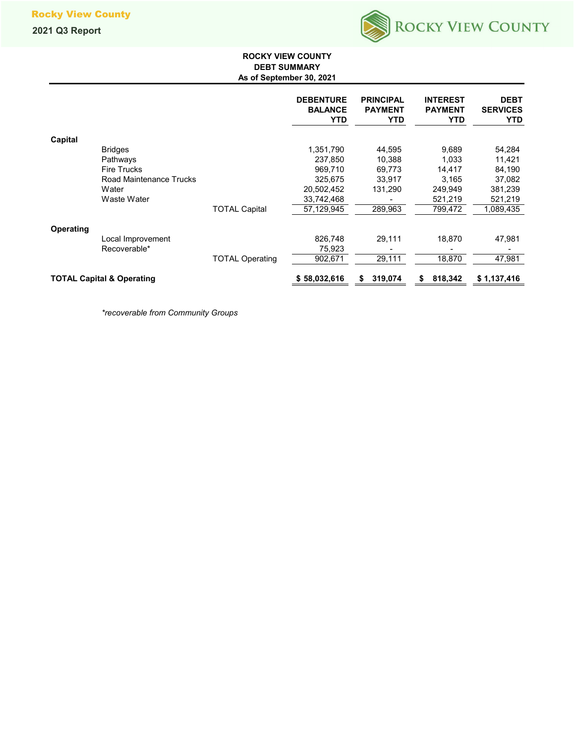## ROCKY VIEW COUNTY
## DEBT SUMMARY
### As of September 30, 2021

| | | | DEBENTURE BALANCE YTD | PRINCIPAL PAYMENT YTD | INTEREST PAYMENT YTD | DEBT SERVICES YTD |
|---|---|---|---|---|---|---|
| **Capital** | | | | | | |
| | Bridges | | 1,351,790 | 44,595 | 9,689 | 54,284 |
| | Pathways | | 237,850 | 10,388 | 1,033 | 11,421 |
| | Fire Trucks | | 969,710 | 69,773 | 14,417 | 84,190 |
| | Road Maintenance Trucks | | 325,675 | 33,917 | 3,165 | 37,082 |
| | Water | | 20,502,452 | 131,290 | 249,949 | 381,239 |
| | Waste Water | | 33,742,468 | - | 521,219 | 521,219 |
| | | TOTAL Capital | 57,129,945 | 289,963 | 799,472 | 1,089,435 |
| **Operating** | | | | | | |
| | Local Improvement | | 826,748 | 29,111 | 18,870 | 47,981 |
| | Recoverable* | | 75,923 | - | - | - |
| | | TOTAL Operating | 902,671 | 29,111 | 18,870 | 47,981 |
| **TOTAL Capital & Operating** | | | **$ 58,032,616** | **$ 319,074** | **$ 818,342** | **$ 1,137,416** |

*\*recoverable from Community Groups*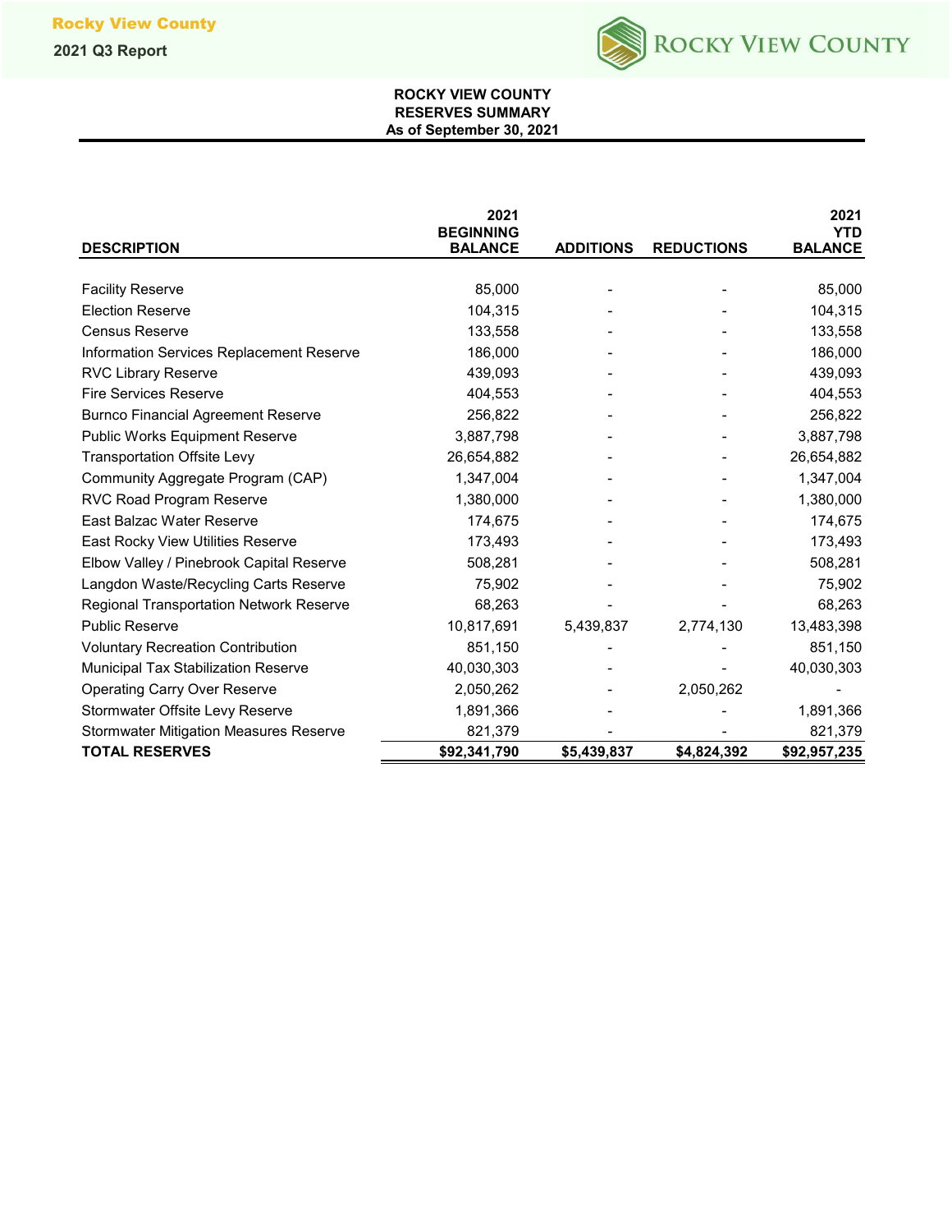**ROCKY VIEW COUNTY**
**RESERVES SUMMARY**
**As of September 30, 2021**

| DESCRIPTION | 2021 BEGINNING BALANCE | ADDITIONS | REDUCTIONS | 2021 YTD BALANCE |
|---|---|---|---|---|
| Facility Reserve | 85,000 | - | - | 85,000 |
| Election Reserve | 104,315 | - | - | 104,315 |
| Census Reserve | 133,558 | - | - | 133,558 |
| Information Services Replacement Reserve | 186,000 | - | - | 186,000 |
| RVC Library Reserve | 439,093 | - | - | 439,093 |
| Fire Services Reserve | 404,553 | - | - | 404,553 |
| Burnco Financial Agreement Reserve | 256,822 | - | - | 256,822 |
| Public Works Equipment Reserve | 3,887,798 | - | - | 3,887,798 |
| Transportation Offsite Levy | 26,654,882 | - | - | 26,654,882 |
| Community Aggregate Program (CAP) | 1,347,004 | - | - | 1,347,004 |
| RVC Road Program Reserve | 1,380,000 | - | - | 1,380,000 |
| East Balzac Water Reserve | 174,675 | - | - | 174,675 |
| East Rocky View Utilities Reserve | 173,493 | - | - | 173,493 |
| Elbow Valley / Pinebrook Capital Reserve | 508,281 | - | - | 508,281 |
| Langdon Waste/Recycling Carts Reserve | 75,902 | - | - | 75,902 |
| Regional Transportation Network Reserve | 68,263 | - | - | 68,263 |
| Public Reserve | 10,817,691 | 5,439,837 | 2,774,130 | 13,483,398 |
| Voluntary Recreation Contribution | 851,150 | - | - | 851,150 |
| Municipal Tax Stabilization Reserve | 40,030,303 | - | - | 40,030,303 |
| Operating Carry Over Reserve | 2,050,262 | - | 2,050,262 | - |
| Stormwater Offsite Levy Reserve | 1,891,366 | - | - | 1,891,366 |
| Stormwater Mitigation Measures Reserve | 821,379 | - | - | 821,379 |
| **TOTAL RESERVES** | **$92,341,790** | **$5,439,837** | **$4,824,392** | **$92,957,235** |